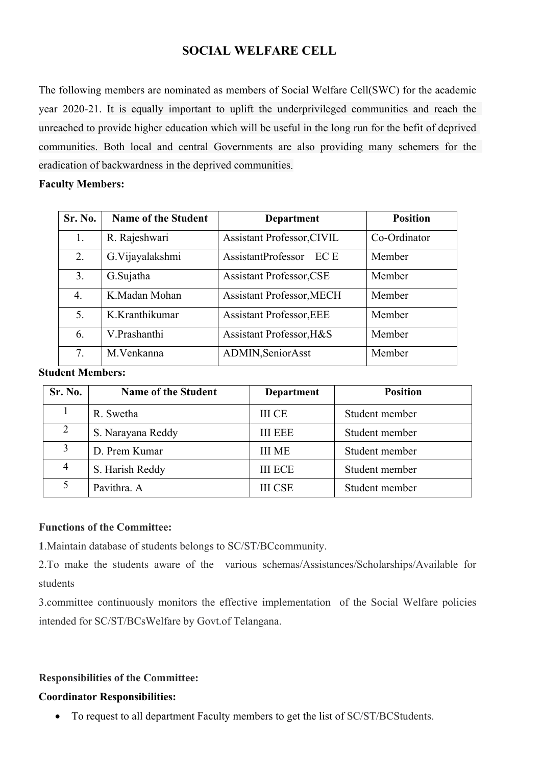# SOCIAL WELFARE CELL

The following members are nominated as members of Social Welfare Cell(SWC) for the academic year 2020-21. It is equally important to uplift the underprivileged communities and reach the unreached to provide higher education which will be useful in the long run for the befit of deprived communities. Both local and central Governments are also providing many schemers for the eradication of backwardness in the deprived communities.

**Faculty Members:**

| Sr. No. | Name of the Student | Department | Position |
|---|---|---|---|
| 1. | R. Rajeshwari | Assistant Professor,CIVIL | Co-Ordinator |
| 2. | G.Vijayalakshmi | AssistantProfessor EC E | Member |
| 3. | G.Sujatha | Assistant Professor,CSE | Member |
| 4. | K.Madan Mohan | Assistant Professor,MECH | Member |
| 5. | K.Kranthikumar | Assistant Professor,EEE | Member |
| 6. | V.Prashanthi | Assistant Professor,H&S | Member |
| 7. | M.Venkanna | ADMIN,SeniorAsst | Member |

**Student Members:**

| Sr. No. | Name of the Student | Department | Position |
|---|---|---|---|
| 1 | R. Swetha | III CE | Student member |
| 2 | S. Narayana Reddy | III EEE | Student member |
| 3 | D. Prem Kumar | III ME | Student member |
| 4 | S. Harish Reddy | III ECE | Student member |
| 5 | Pavithra. A | III CSE | Student member |

**Functions of the Committee:**

**1**.Maintain database of students belongs to SC/ST/BCcommunity.

2.To make the students aware of the various schemas/Assistances/Scholarships/Available for students

3.committee continuously monitors the effective implementation of the Social Welfare policies intended for SC/ST/BCsWelfare by Govt.of Telangana.

**Responsibilities of the Committee:**

**Coordinator Responsibilities:**

- To request to all department Faculty members to get the list of SC/ST/BCStudents.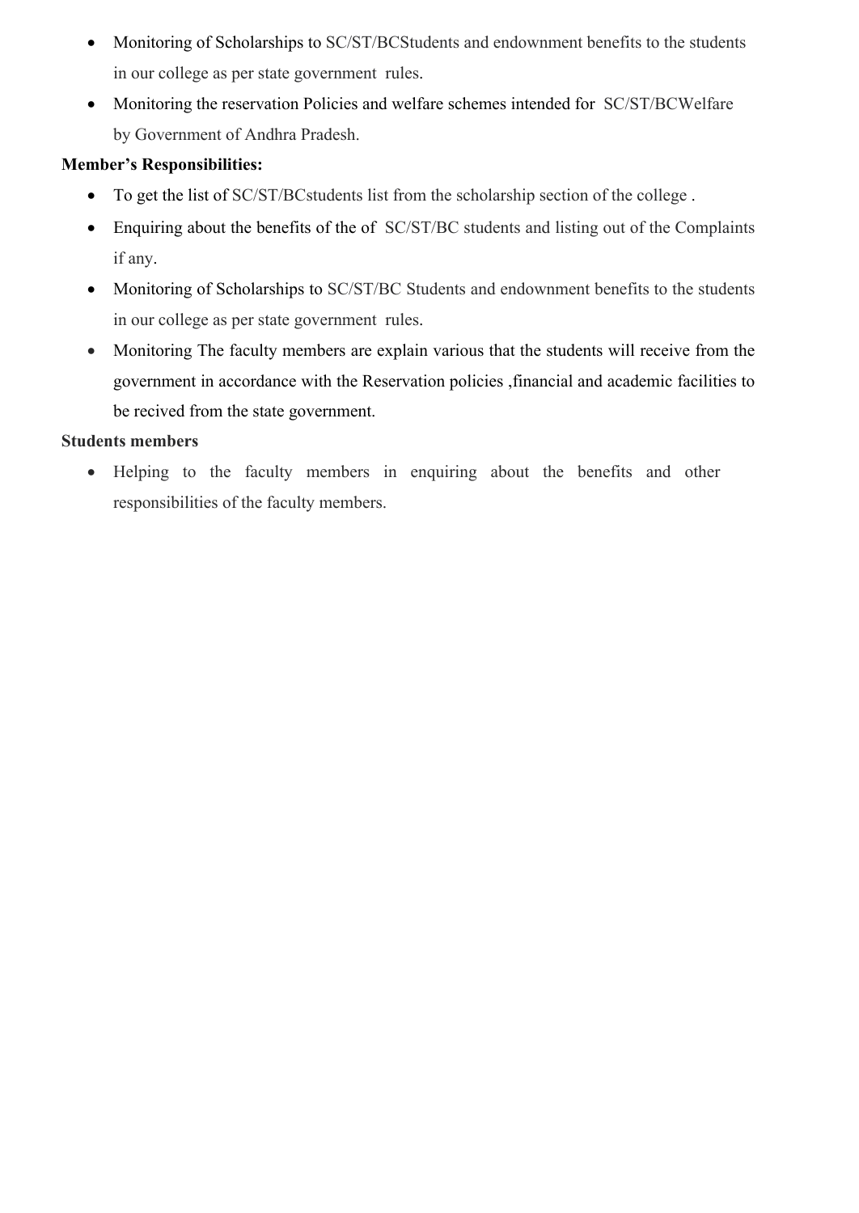- Monitoring of Scholarships to SC/ST/BCStudents and endownment benefits to the students in our college as per state government rules.
- Monitoring the reservation Policies and welfare schemes intended for SC/ST/BCWelfare by Government of Andhra Pradesh.

**Member's Responsibilities:**

- To get the list of SC/ST/BCstudents list from the scholarship section of the college .
- Enquiring about the benefits of the of SC/ST/BC students and listing out of the Complaints if any.
- Monitoring of Scholarships to SC/ST/BC Students and endownment benefits to the students in our college as per state government rules.
- Monitoring The faculty members are explain various that the students will receive from the government in accordance with the Reservation policies ,financial and academic facilities to be recived from the state government.

**Students members**

- Helping to the faculty members in enquiring about the benefits and other responsibilities of the faculty members.